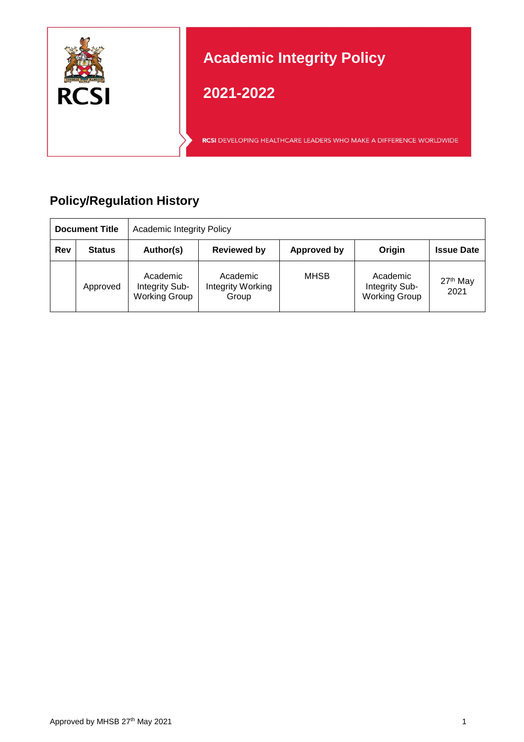# Academic Integrity Policy

## 2021-2022

RCSI DEVELOPING HEALTHCARE LEADERS WHO MAKE A DIFFERENCE WORLDWIDE

## Policy/Regulation History

| Document Title | Academic Integrity Policy | | | | | |
|---|---|---|---|---|---|---|
| **Rev** | **Status** | **Author(s)** | **Reviewed by** | **Approved by** | **Origin** | **Issue Date** |
| | Approved | Academic Integrity Sub-Working Group | Academic Integrity Working Group | MHSB | Academic Integrity Sub-Working Group | 27th May 2021 |

Approved by MHSB 27th May 2021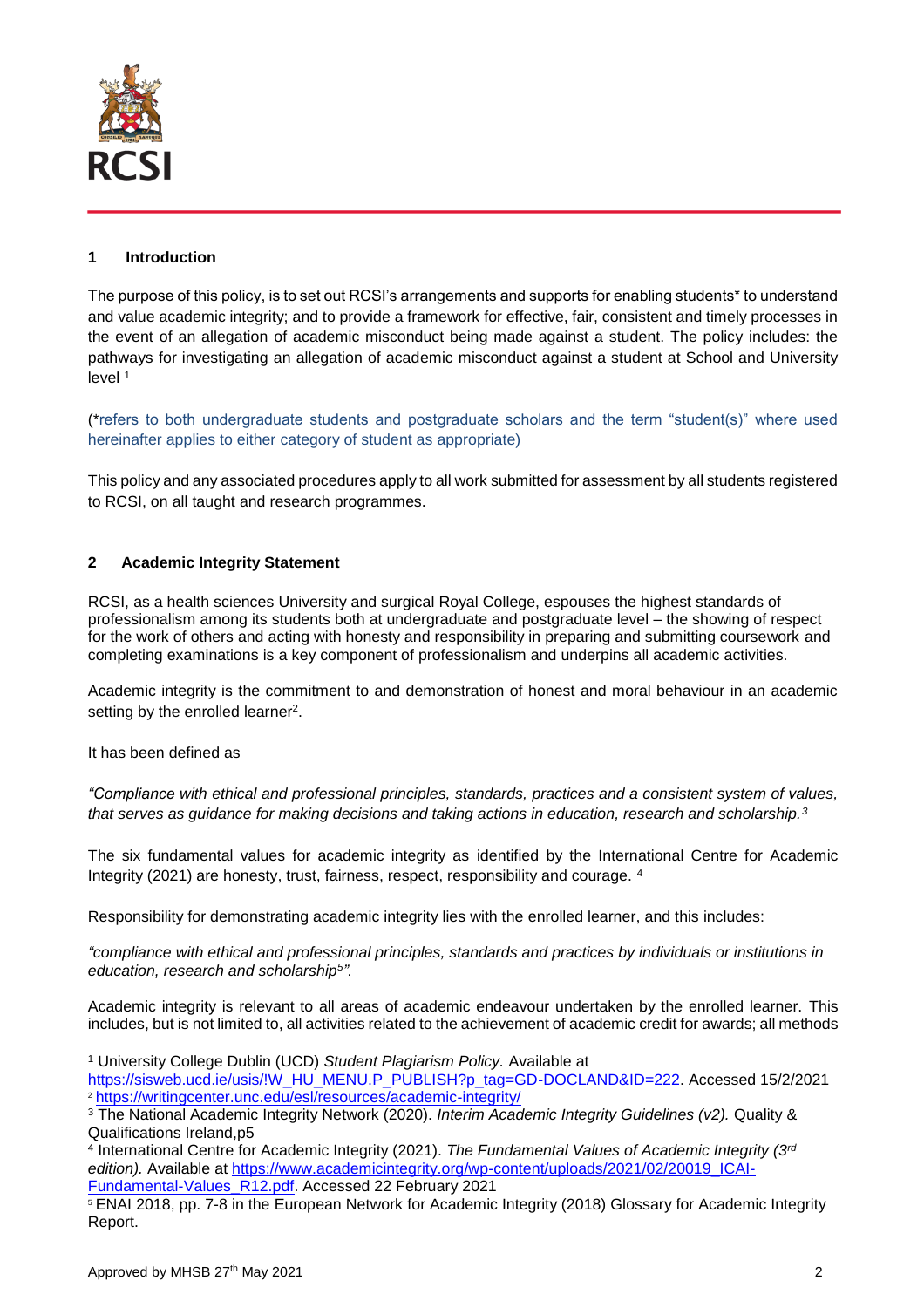## 1 Introduction

The purpose of this policy, is to set out RCSI's arrangements and supports for enabling students* to understand and value academic integrity; and to provide a framework for effective, fair, consistent and timely processes in the event of an allegation of academic misconduct being made against a student. The policy includes: the pathways for investigating an allegation of academic misconduct against a student at School and University level [1]

(*refers to both undergraduate students and postgraduate scholars and the term "student(s)" where used hereinafter applies to either category of student as appropriate)

This policy and any associated procedures apply to all work submitted for assessment by all students registered to RCSI, on all taught and research programmes.

## 2 Academic Integrity Statement

RCSI, as a health sciences University and surgical Royal College, espouses the highest standards of professionalism among its students both at undergraduate and postgraduate level – the showing of respect for the work of others and acting with honesty and responsibility in preparing and submitting coursework and completing examinations is a key component of professionalism and underpins all academic activities.

Academic integrity is the commitment to and demonstration of honest and moral behaviour in an academic setting by the enrolled learner[2].

It has been defined as

*"Compliance with ethical and professional principles, standards, practices and a consistent system of values, that serves as guidance for making decisions and taking actions in education, research and scholarship.[3]*

The six fundamental values for academic integrity as identified by the International Centre for Academic Integrity (2021) are honesty, trust, fairness, respect, responsibility and courage. [4]

Responsibility for demonstrating academic integrity lies with the enrolled learner, and this includes:

*"compliance with ethical and professional principles, standards and practices by individuals or institutions in education, research and scholarship[5]".*

Academic integrity is relevant to all areas of academic endeavour undertaken by the enrolled learner. This includes, but is not limited to, all activities related to the achievement of academic credit for awards; all methods

---

[1] University College Dublin (UCD) *Student Plagiarism Policy.* Available at https://sisweb.ucd.ie/usis/!W_HU_MENU.P_PUBLISH?p_tag=GD-DOCLAND&ID=222. Accessed 15/2/2021

[2] https://writingcenter.unc.edu/esl/resources/academic-integrity/

[3] The National Academic Integrity Network (2020). *Interim Academic Integrity Guidelines (v2).* Quality & Qualifications Ireland,p5

[4] International Centre for Academic Integrity (2021). *The Fundamental Values of Academic Integrity (3rd edition).* Available at https://www.academicintegrity.org/wp-content/uploads/2021/02/20019_ICAI-Fundamental-Values_R12.pdf. Accessed 22 February 2021

[5] ENAI 2018, pp. 7-8 in the European Network for Academic Integrity (2018) Glossary for Academic Integrity Report.

Approved by MHSB 27th May 2021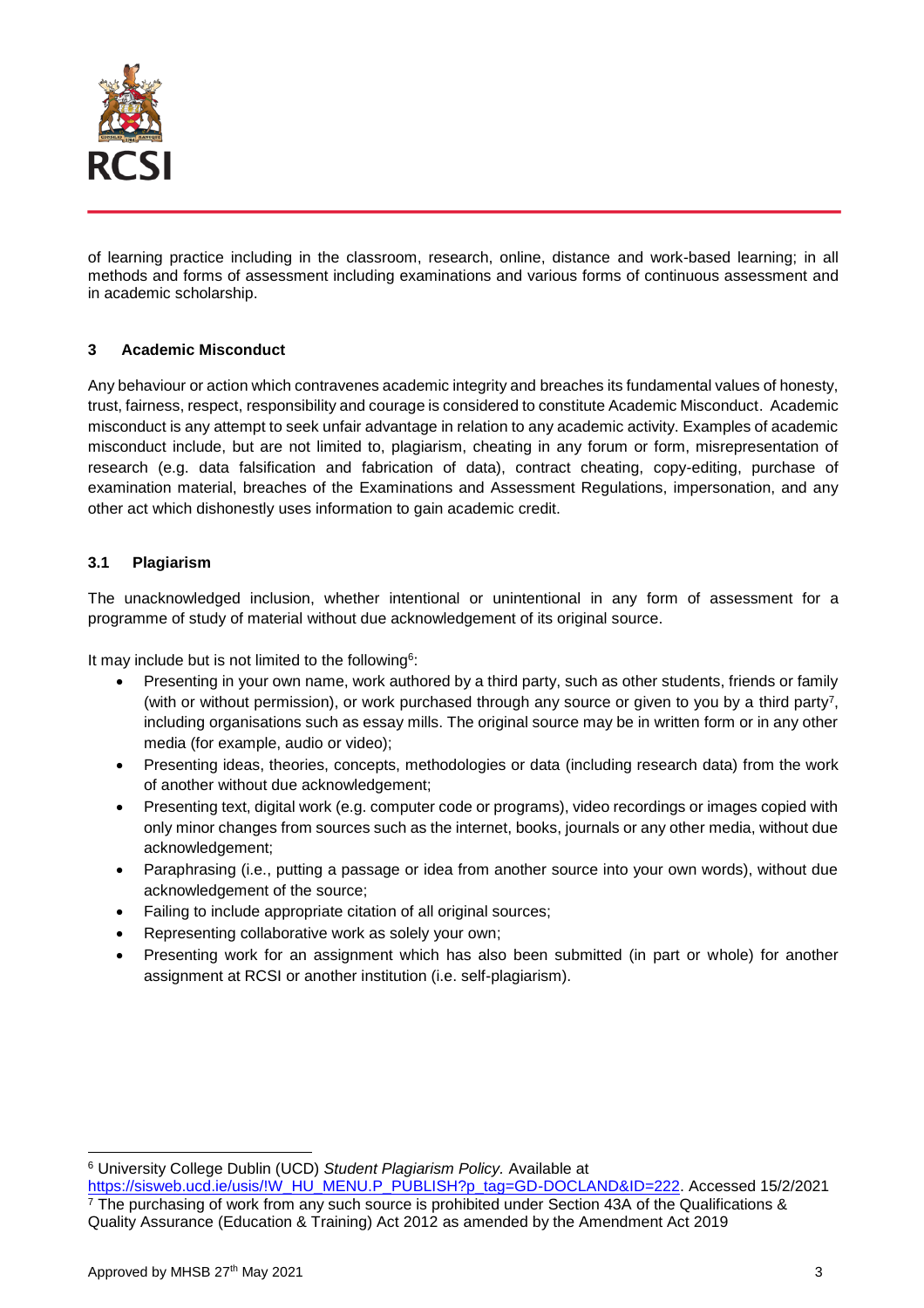of learning practice including in the classroom, research, online, distance and work-based learning; in all methods and forms of assessment including examinations and various forms of continuous assessment and in academic scholarship.

## 3 Academic Misconduct

Any behaviour or action which contravenes academic integrity and breaches its fundamental values of honesty, trust, fairness, respect, responsibility and courage is considered to constitute Academic Misconduct. Academic misconduct is any attempt to seek unfair advantage in relation to any academic activity. Examples of academic misconduct include, but are not limited to, plagiarism, cheating in any forum or form, misrepresentation of research (e.g. data falsification and fabrication of data), contract cheating, copy-editing, purchase of examination material, breaches of the Examinations and Assessment Regulations, impersonation, and any other act which dishonestly uses information to gain academic credit.

### 3.1 Plagiarism

The unacknowledged inclusion, whether intentional or unintentional in any form of assessment for a programme of study of material without due acknowledgement of its original source.

It may include but is not limited to the following[6]:

- Presenting in your own name, work authored by a third party, such as other students, friends or family (with or without permission), or work purchased through any source or given to you by a third party[7], including organisations such as essay mills. The original source may be in written form or in any other media (for example, audio or video);
- Presenting ideas, theories, concepts, methodologies or data (including research data) from the work of another without due acknowledgement;
- Presenting text, digital work (e.g. computer code or programs), video recordings or images copied with only minor changes from sources such as the internet, books, journals or any other media, without due acknowledgement;
- Paraphrasing (i.e., putting a passage or idea from another source into your own words), without due acknowledgement of the source;
- Failing to include appropriate citation of all original sources;
- Representing collaborative work as solely your own;
- Presenting work for an assignment which has also been submitted (in part or whole) for another assignment at RCSI or another institution (i.e. self-plagiarism).

---

[6] University College Dublin (UCD) *Student Plagiarism Policy.* Available at https://sisweb.ucd.ie/usis/!W_HU_MENU.P_PUBLISH?p_tag=GD-DOCLAND&ID=222. Accessed 15/2/2021

[7] The purchasing of work from any such source is prohibited under Section 43A of the Qualifications & Quality Assurance (Education & Training) Act 2012 as amended by the Amendment Act 2019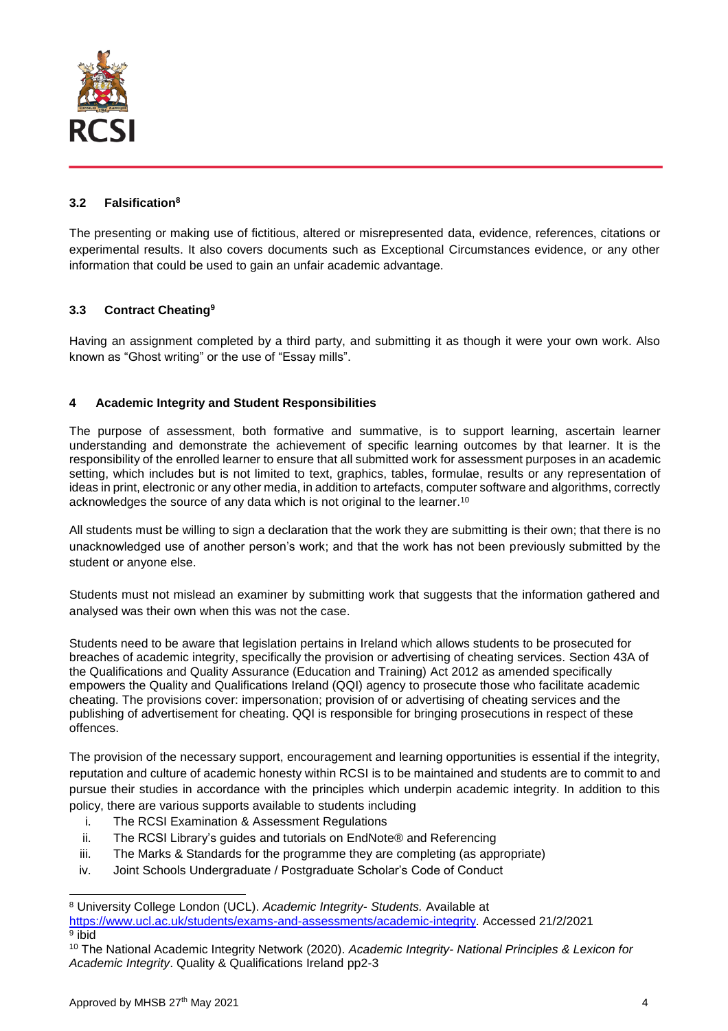### 3.2 Falsification[8]

The presenting or making use of fictitious, altered or misrepresented data, evidence, references, citations or experimental results. It also covers documents such as Exceptional Circumstances evidence, or any other information that could be used to gain an unfair academic advantage.

### 3.3 Contract Cheating[9]

Having an assignment completed by a third party, and submitting it as though it were your own work. Also known as "Ghost writing" or the use of "Essay mills".

## 4 Academic Integrity and Student Responsibilities

The purpose of assessment, both formative and summative, is to support learning, ascertain learner understanding and demonstrate the achievement of specific learning outcomes by that learner. It is the responsibility of the enrolled learner to ensure that all submitted work for assessment purposes in an academic setting, which includes but is not limited to text, graphics, tables, formulae, results or any representation of ideas in print, electronic or any other media, in addition to artefacts, computer software and algorithms, correctly acknowledges the source of any data which is not original to the learner.[10]

All students must be willing to sign a declaration that the work they are submitting is their own; that there is no unacknowledged use of another person's work; and that the work has not been previously submitted by the student or anyone else.

Students must not mislead an examiner by submitting work that suggests that the information gathered and analysed was their own when this was not the case.

Students need to be aware that legislation pertains in Ireland which allows students to be prosecuted for breaches of academic integrity, specifically the provision or advertising of cheating services. Section 43A of the Qualifications and Quality Assurance (Education and Training) Act 2012 as amended specifically empowers the Quality and Qualifications Ireland (QQI) agency to prosecute those who facilitate academic cheating. The provisions cover: impersonation; provision of or advertising of cheating services and the publishing of advertisement for cheating. QQI is responsible for bringing prosecutions in respect of these offences.

The provision of the necessary support, encouragement and learning opportunities is essential if the integrity, reputation and culture of academic honesty within RCSI is to be maintained and students are to commit to and pursue their studies in accordance with the principles which underpin academic integrity. In addition to this policy, there are various supports available to students including

i. The RCSI Examination & Assessment Regulations
ii. The RCSI Library's guides and tutorials on EndNote® and Referencing
iii. The Marks & Standards for the programme they are completing (as appropriate)
iv. Joint Schools Undergraduate / Postgraduate Scholar's Code of Conduct

---

[8] University College London (UCL). *Academic Integrity- Students.* Available at https://www.ucl.ac.uk/students/exams-and-assessments/academic-integrity. Accessed 21/2/2021

[9] ibid

[10] The National Academic Integrity Network (2020). *Academic Integrity- National Principles & Lexicon for Academic Integrity*. Quality & Qualifications Ireland pp2-3

Approved by MHSB 27th May 2021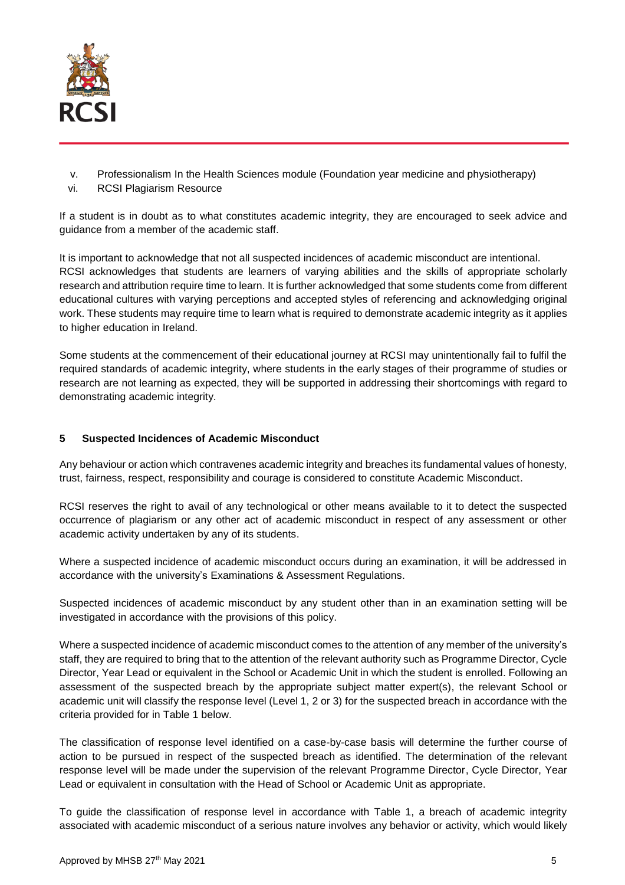v. Professionalism In the Health Sciences module (Foundation year medicine and physiotherapy)
vi. RCSI Plagiarism Resource

If a student is in doubt as to what constitutes academic integrity, they are encouraged to seek advice and guidance from a member of the academic staff.

It is important to acknowledge that not all suspected incidences of academic misconduct are intentional. RCSI acknowledges that students are learners of varying abilities and the skills of appropriate scholarly research and attribution require time to learn. It is further acknowledged that some students come from different educational cultures with varying perceptions and accepted styles of referencing and acknowledging original work. These students may require time to learn what is required to demonstrate academic integrity as it applies to higher education in Ireland.

Some students at the commencement of their educational journey at RCSI may unintentionally fail to fulfil the required standards of academic integrity, where students in the early stages of their programme of studies or research are not learning as expected, they will be supported in addressing their shortcomings with regard to demonstrating academic integrity.

## 5 Suspected Incidences of Academic Misconduct

Any behaviour or action which contravenes academic integrity and breaches its fundamental values of honesty, trust, fairness, respect, responsibility and courage is considered to constitute Academic Misconduct.

RCSI reserves the right to avail of any technological or other means available to it to detect the suspected occurrence of plagiarism or any other act of academic misconduct in respect of any assessment or other academic activity undertaken by any of its students.

Where a suspected incidence of academic misconduct occurs during an examination, it will be addressed in accordance with the university's Examinations & Assessment Regulations.

Suspected incidences of academic misconduct by any student other than in an examination setting will be investigated in accordance with the provisions of this policy.

Where a suspected incidence of academic misconduct comes to the attention of any member of the university's staff, they are required to bring that to the attention of the relevant authority such as Programme Director, Cycle Director, Year Lead or equivalent in the School or Academic Unit in which the student is enrolled. Following an assessment of the suspected breach by the appropriate subject matter expert(s), the relevant School or academic unit will classify the response level (Level 1, 2 or 3) for the suspected breach in accordance with the criteria provided for in Table 1 below.

The classification of response level identified on a case-by-case basis will determine the further course of action to be pursued in respect of the suspected breach as identified. The determination of the relevant response level will be made under the supervision of the relevant Programme Director, Cycle Director, Year Lead or equivalent in consultation with the Head of School or Academic Unit as appropriate.

To guide the classification of response level in accordance with Table 1, a breach of academic integrity associated with academic misconduct of a serious nature involves any behavior or activity, which would likely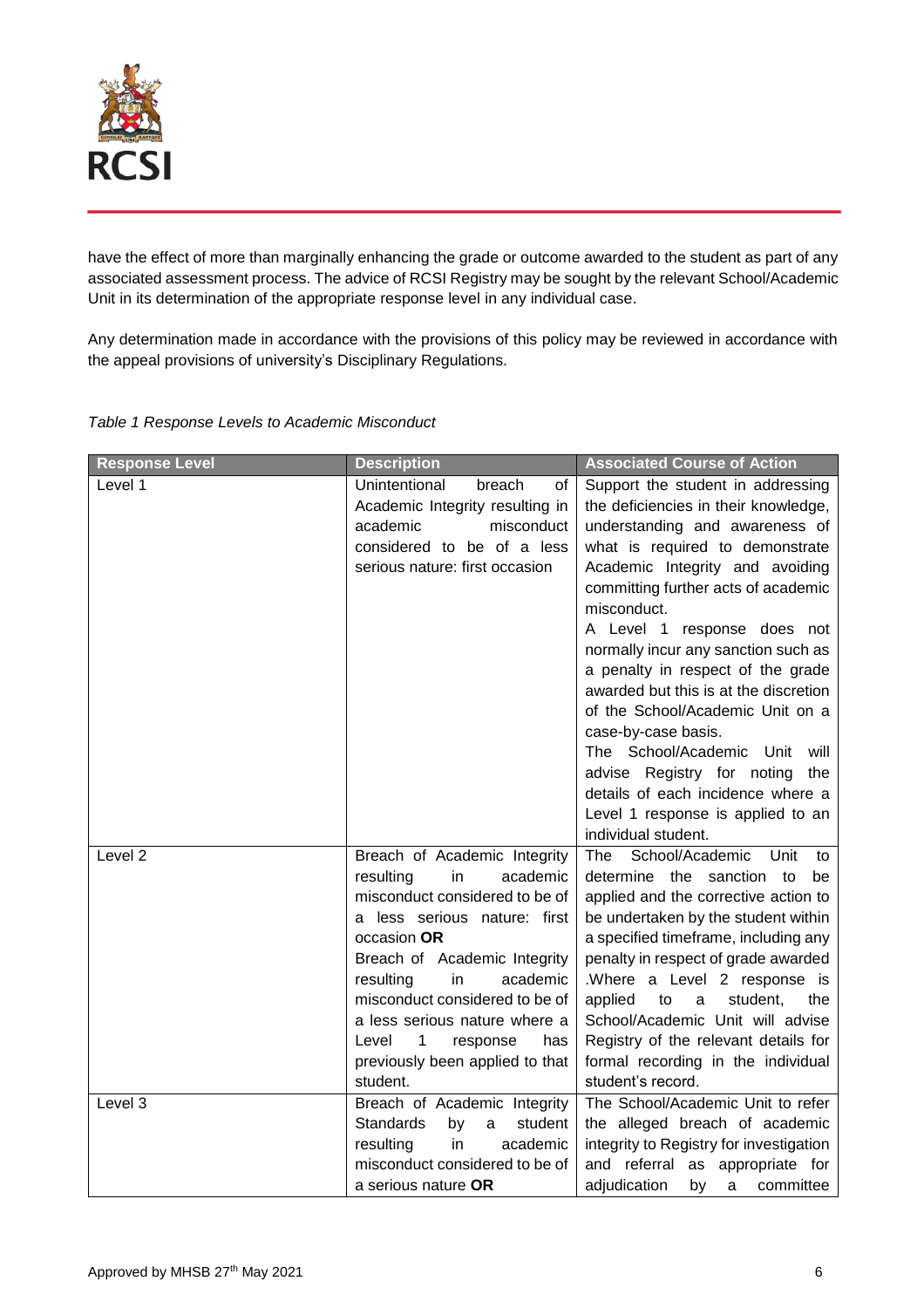have the effect of more than marginally enhancing the grade or outcome awarded to the student as part of any associated assessment process. The advice of RCSI Registry may be sought by the relevant School/Academic Unit in its determination of the appropriate response level in any individual case.

Any determination made in accordance with the provisions of this policy may be reviewed in accordance with the appeal provisions of university's Disciplinary Regulations.

*Table 1 Response Levels to Academic Misconduct*

| Response Level | Description | Associated Course of Action |
|---|---|---|
| Level 1 | Unintentional breach of Academic Integrity resulting in academic misconduct considered to be of a less serious nature: first occasion | Support the student in addressing the deficiencies in their knowledge, understanding and awareness of what is required to demonstrate Academic Integrity and avoiding committing further acts of academic misconduct.<br>A Level 1 response does not normally incur any sanction such as a penalty in respect of the grade awarded but this is at the discretion of the School/Academic Unit on a case-by-case basis.<br>The School/Academic Unit will advise Registry for noting the details of each incidence where a Level 1 response is applied to an individual student. |
| Level 2 | Breach of Academic Integrity resulting in academic misconduct considered to be of a less serious nature: first occasion **OR**<br>Breach of Academic Integrity resulting in academic misconduct considered to be of a less serious nature where a Level 1 response has previously been applied to that student. | The School/Academic Unit to determine the sanction to be applied and the corrective action to be undertaken by the student within a specified timeframe, including any penalty in respect of grade awarded .Where a Level 2 response is applied to a student, the School/Academic Unit will advise Registry of the relevant details for formal recording in the individual student's record. |
| Level 3 | Breach of Academic Integrity Standards by a student resulting in academic misconduct considered to be of a serious nature **OR** | The School/Academic Unit to refer the alleged breach of academic integrity to Registry for investigation and referral as appropriate for adjudication by a committee |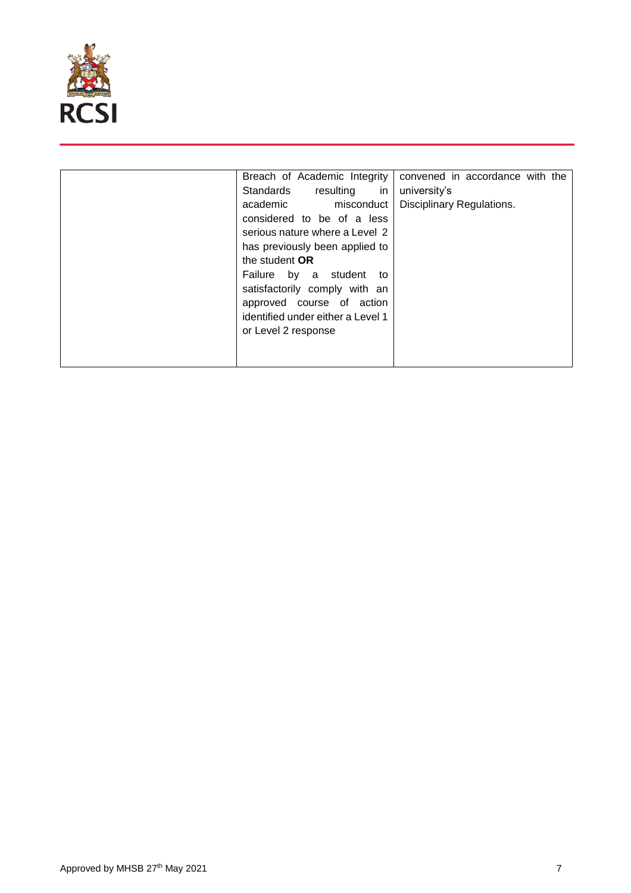| | | |
|---|---|---|
| | Breach of Academic Integrity Standards resulting in academic misconduct considered to be of a less serious nature where a Level 2 has previously been applied to the student **OR** Failure by a student to satisfactorily comply with an approved course of action identified under either a Level 1 or Level 2 response | convened in accordance with the university's Disciplinary Regulations. |

Approved by MHSB 27th May 2021